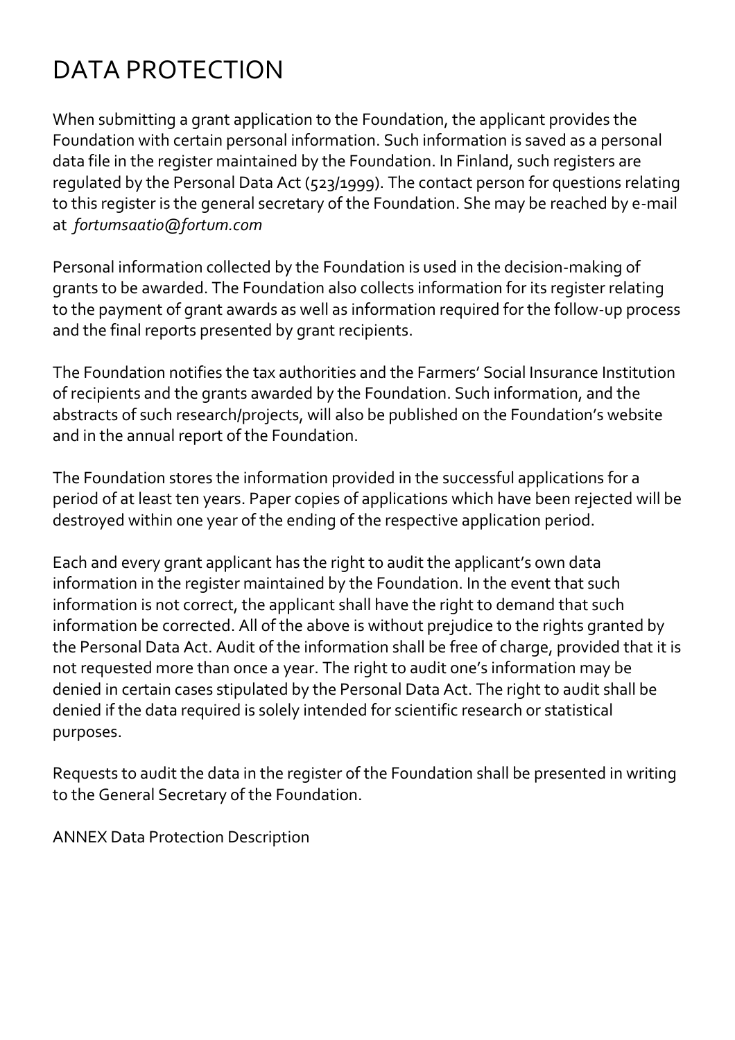# DATA PROTECTION

When submitting a grant application to the Foundation, the applicant provides the Foundation with certain personal information. Such information is saved as a personal data file in the register maintained by the Foundation. In Finland, such registers are regulated by the Personal Data Act (523/1999). The contact person for questions relating to this register is the general secretary of the Foundation. She may be reached by e-mail at *fortumsaatio@fortum.com*

Personal information collected by the Foundation is used in the decision-making of grants to be awarded. The Foundation also collects information for its register relating to the payment of grant awards as well as information required for the follow-up process and the final reports presented by grant recipients.

The Foundation notifies the tax authorities and the Farmers' Social Insurance Institution of recipients and the grants awarded by the Foundation. Such information, and the abstracts of such research/projects, will also be published on the Foundation's website and in the annual report of the Foundation.

The Foundation stores the information provided in the successful applications for a period of at least ten years. Paper copies of applications which have been rejected will be destroyed within one year of the ending of the respective application period.

Each and every grant applicant has the right to audit the applicant's own data information in the register maintained by the Foundation. In the event that such information is not correct, the applicant shall have the right to demand that such information be corrected. All of the above is without prejudice to the rights granted by the Personal Data Act. Audit of the information shall be free of charge, provided that it is not requested more than once a year. The right to audit one's information may be denied in certain cases stipulated by the Personal Data Act. The right to audit shall be denied if the data required is solely intended for scientific research or statistical purposes.

Requests to audit the data in the register of the Foundation shall be presented in writing to the General Secretary of the Foundation.

ANNEX Data Protection Description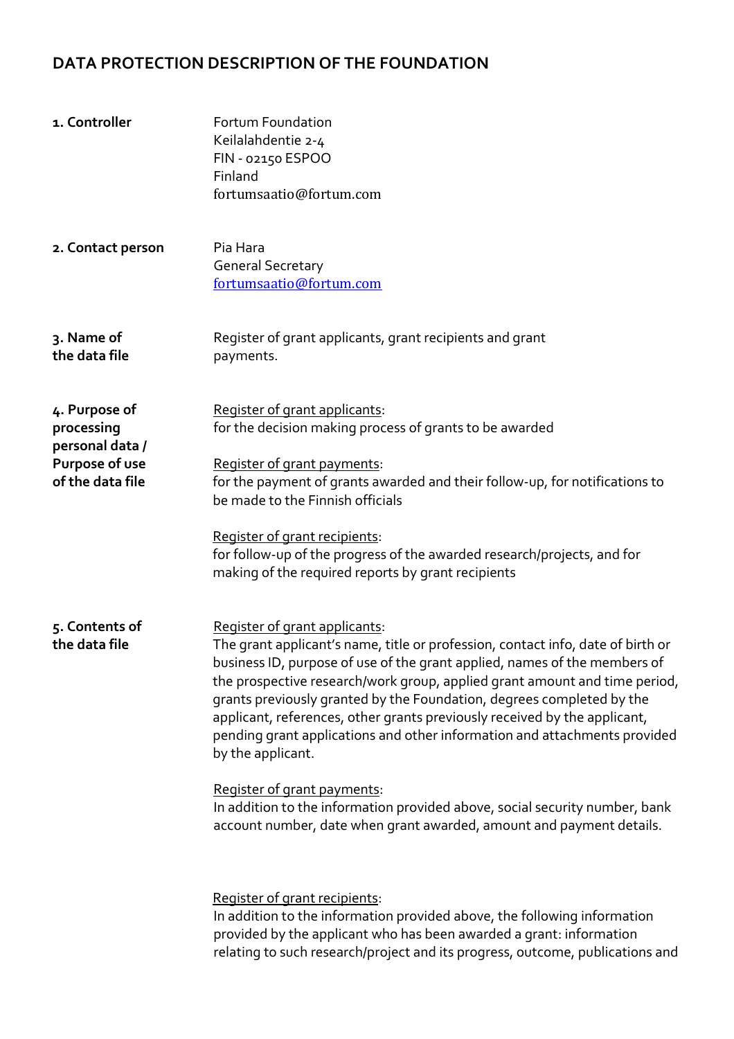## DATA PROTECTION DESCRIPTION OF THE FOUNDATION

**1. Controller**

Fortum Foundation
Keilalahdentie 2-4
FIN - 02150 ESPOO
Finland
fortumsaatio@fortum.com

**2. Contact person**

Pia Hara
General Secretary
fortumsaatio@fortum.com

**3. Name of the data file**

Register of grant applicants, grant recipients and grant payments.

**4. Purpose of processing personal data / Purpose of use of the data file**

Register of grant applicants:
for the decision making process of grants to be awarded

Register of grant payments:
for the payment of grants awarded and their follow-up, for notifications to be made to the Finnish officials

Register of grant recipients:
for follow-up of the progress of the awarded research/projects, and for making of the required reports by grant recipients

**5. Contents of the data file**

Register of grant applicants:
The grant applicant's name, title or profession, contact info, date of birth or business ID, purpose of use of the grant applied, names of the members of the prospective research/work group, applied grant amount and time period, grants previously granted by the Foundation, degrees completed by the applicant, references, other grants previously received by the applicant, pending grant applications and other information and attachments provided by the applicant.

Register of grant payments:
In addition to the information provided above, social security number, bank account number, date when grant awarded, amount and payment details.

Register of grant recipients:
In addition to the information provided above, the following information provided by the applicant who has been awarded a grant: information relating to such research/project and its progress, outcome, publications and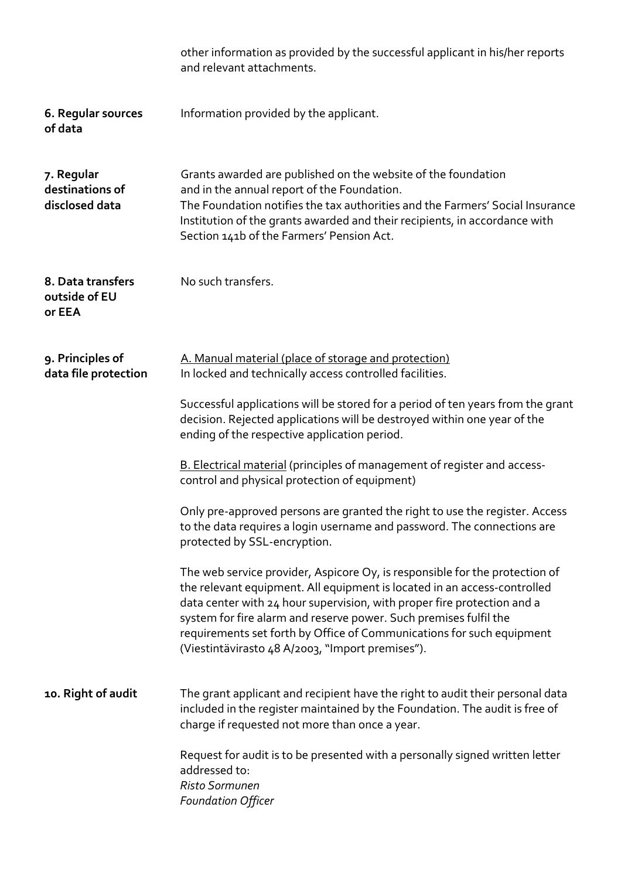other information as provided by the successful applicant in his/her reports and relevant attachments.

**6. Regular sources of data**

Information provided by the applicant.

**7. Regular destinations of disclosed data**

Grants awarded are published on the website of the foundation and in the annual report of the Foundation.
The Foundation notifies the tax authorities and the Farmers' Social Insurance Institution of the grants awarded and their recipients, in accordance with Section 141b of the Farmers' Pension Act.

**8. Data transfers outside of EU or EEA**

No such transfers.

**9. Principles of data file protection**

A. Manual material (place of storage and protection)
In locked and technically access controlled facilities.

Successful applications will be stored for a period of ten years from the grant decision. Rejected applications will be destroyed within one year of the ending of the respective application period.

B. Electrical material (principles of management of register and access-control and physical protection of equipment)

Only pre-approved persons are granted the right to use the register. Access to the data requires a login username and password. The connections are protected by SSL-encryption.

The web service provider, Aspicore Oy, is responsible for the protection of the relevant equipment. All equipment is located in an access-controlled data center with 24 hour supervision, with proper fire protection and a system for fire alarm and reserve power. Such premises fulfil the requirements set forth by Office of Communications for such equipment (Viestintävirasto 48 A/2003, "Import premises").

**10. Right of audit**

The grant applicant and recipient have the right to audit their personal data included in the register maintained by the Foundation. The audit is free of charge if requested not more than once a year.

Request for audit is to be presented with a personally signed written letter addressed to:
*Risto Sormunen*
*Foundation Officer*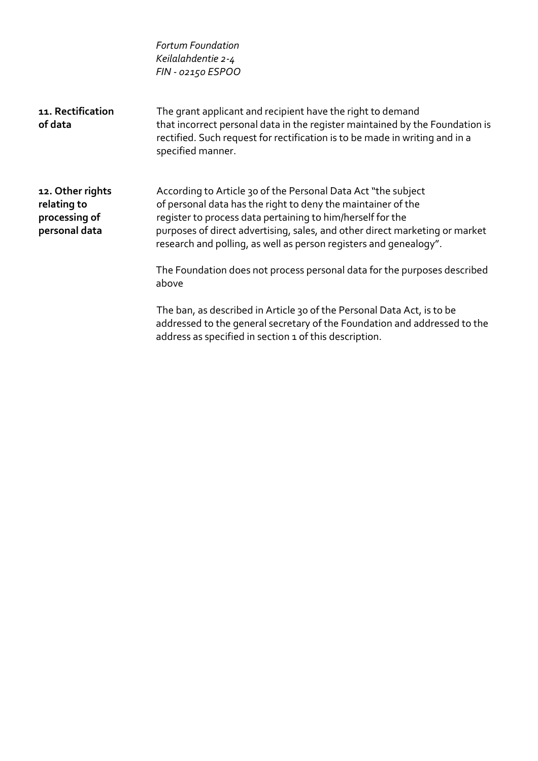*Fortum Foundation*
*Keilalahdentie 2-4*
*FIN - 02150 ESPOO*

**11. Rectification of data**

The grant applicant and recipient have the right to demand that incorrect personal data in the register maintained by the Foundation is rectified. Such request for rectification is to be made in writing and in a specified manner.

**12. Other rights relating to processing of personal data**

According to Article 30 of the Personal Data Act "the subject of personal data has the right to deny the maintainer of the register to process data pertaining to him/herself for the purposes of direct advertising, sales, and other direct marketing or market research and polling, as well as person registers and genealogy".

The Foundation does not process personal data for the purposes described above

The ban, as described in Article 30 of the Personal Data Act, is to be addressed to the general secretary of the Foundation and addressed to the address as specified in section 1 of this description.